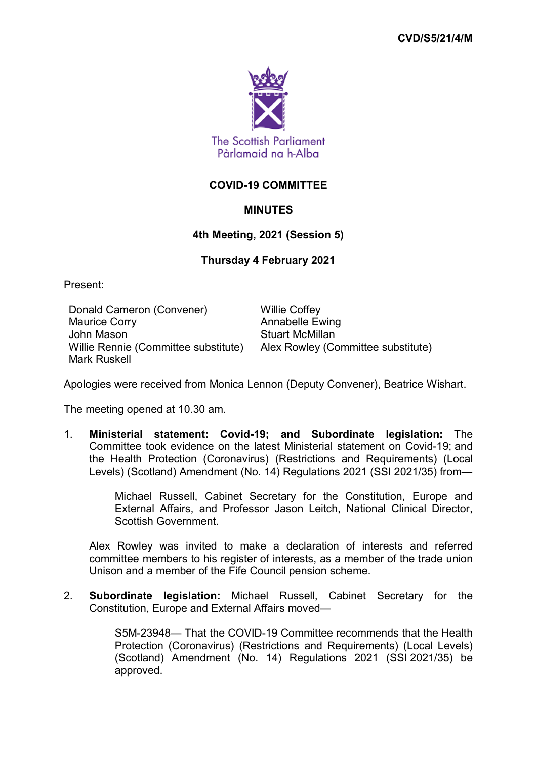CVD/S5/21/4/M

The Scottish Parliament
Pàrlamaid na h-Alba

# COVID-19 COMMITTEE

## MINUTES

### 4th Meeting, 2021 (Session 5)

### Thursday 4 February 2021

Present:

Donald Cameron (Convener)
Willie Coffey
Maurice Corry
Annabelle Ewing
John Mason
Stuart McMillan
Willie Rennie (Committee substitute)
Alex Rowley (Committee substitute)
Mark Ruskell

Apologies were received from Monica Lennon (Deputy Convener), Beatrice Wishart.

The meeting opened at 10.30 am.

1. **Ministerial statement: Covid-19; and Subordinate legislation:** The Committee took evidence on the latest Ministerial statement on Covid-19; and the Health Protection (Coronavirus) (Restrictions and Requirements) (Local Levels) (Scotland) Amendment (No. 14) Regulations 2021 (SSI 2021/35) from—

   Michael Russell, Cabinet Secretary for the Constitution, Europe and External Affairs, and Professor Jason Leitch, National Clinical Director, Scottish Government.

   Alex Rowley was invited to make a declaration of interests and referred committee members to his register of interests, as a member of the trade union Unison and a member of the Fife Council pension scheme.

2. **Subordinate legislation:** Michael Russell, Cabinet Secretary for the Constitution, Europe and External Affairs moved—

   S5M-23948— That the COVID-19 Committee recommends that the Health Protection (Coronavirus) (Restrictions and Requirements) (Local Levels) (Scotland) Amendment (No. 14) Regulations 2021 (SSI 2021/35) be approved.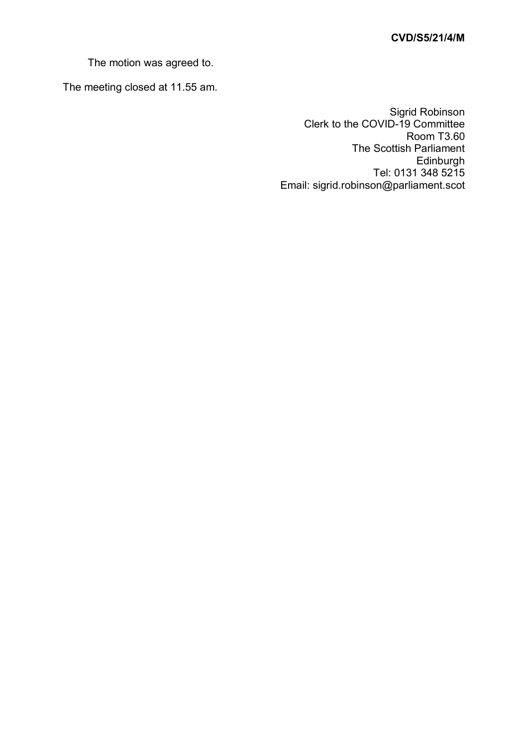The motion was agreed to.

The meeting closed at 11.55 am.

Sigrid Robinson
Clerk to the COVID-19 Committee
Room T3.60
The Scottish Parliament
Edinburgh
Tel: 0131 348 5215
Email: sigrid.robinson@parliament.scot